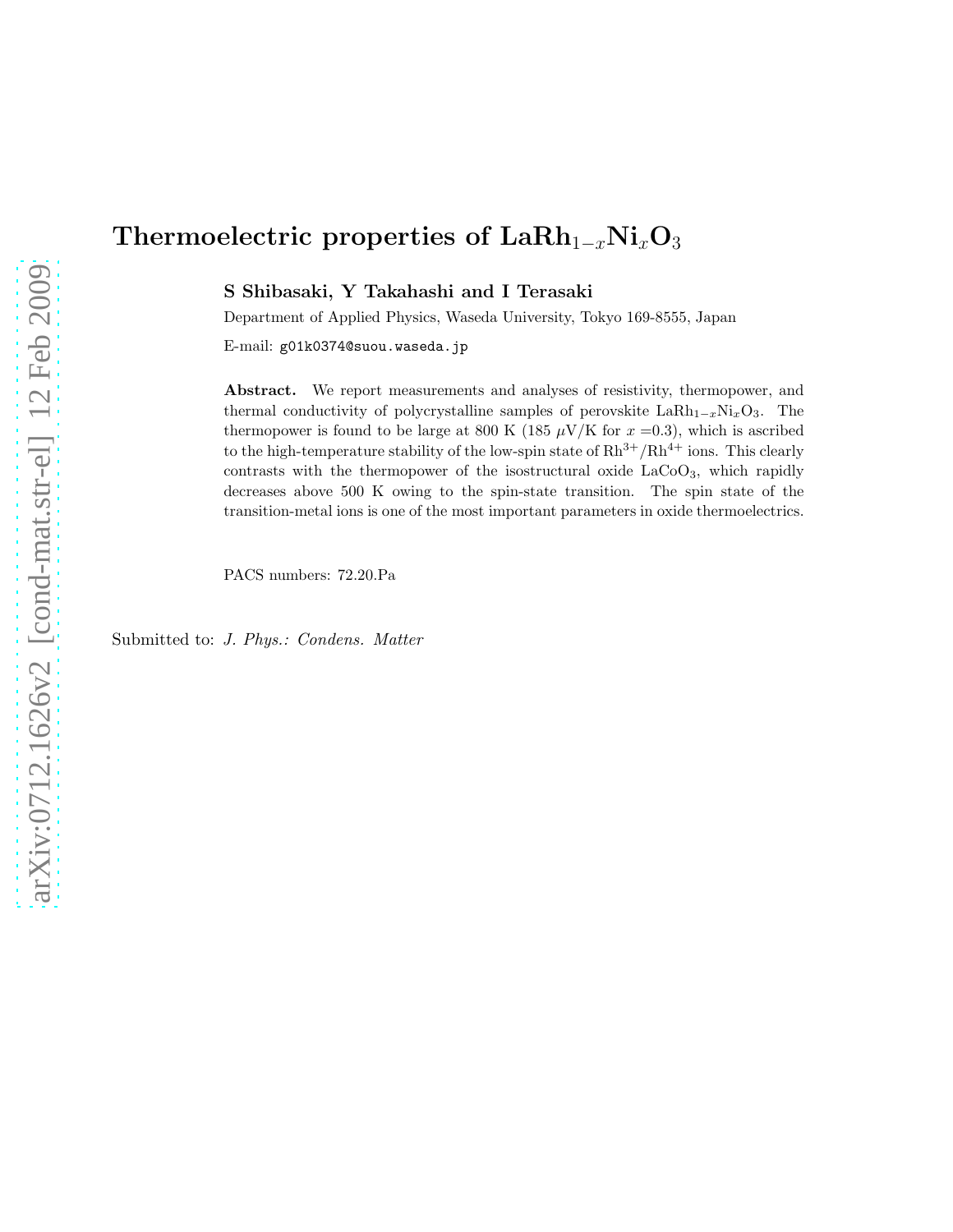# Thermoelectric properties of $LaRh_{1-x}Ni_xO_3$

**S Shibasaki, Y Takahashi and I Terasaki**

Department of Applied Physics, Waseda University, Tokyo 169-8555, Japan

E-mail: `g01k0374@suou.waseda.jp`

**Abstract.** We report measurements and analyses of resistivity, thermopower, and thermal conductivity of polycrystalline samples of perovskite $LaRh_{1-x}Ni_xO_3$. The thermopower is found to be large at 800 K (185 $\mu$V/K for $x$ =0.3), which is ascribed to the high-temperature stability of the low-spin state of $Rh^{3+}$/$Rh^{4+}$ ions. This clearly contrasts with the thermopower of the isostructural oxide $LaCoO_3$, which rapidly decreases above 500 K owing to the spin-state transition. The spin state of the transition-metal ions is one of the most important parameters in oxide thermoelectrics.

PACS numbers: 72.20.Pa

Submitted to: *J. Phys.: Condens. Matter*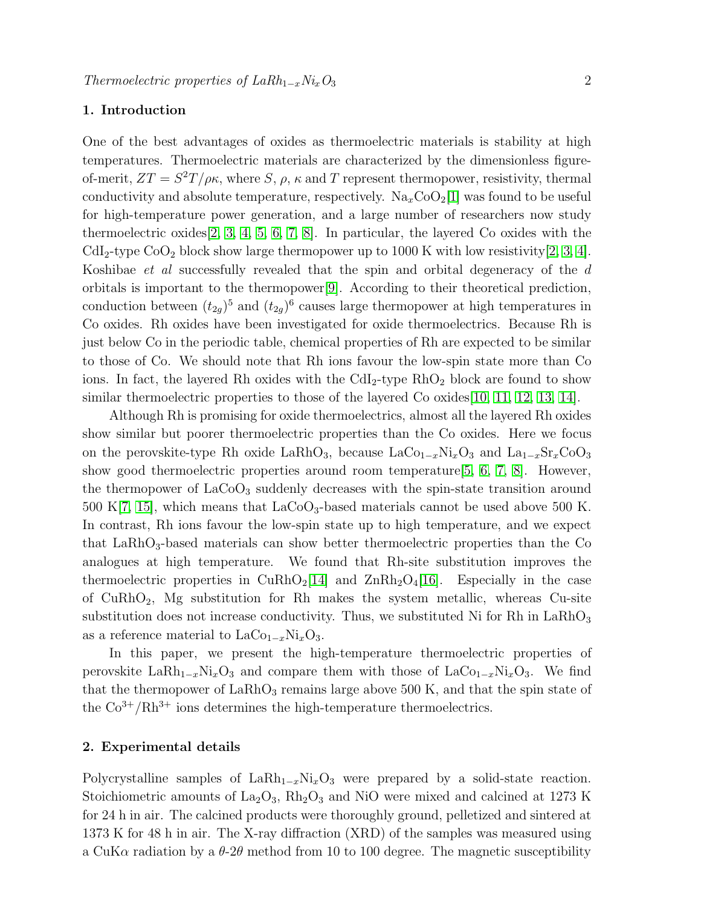## 1. Introduction

One of the best advantages of oxides as thermoelectric materials is stability at high temperatures. Thermoelectric materials are characterized by the dimensionless figure-of-merit, $ZT = S^2T/\rho\kappa$, where $S$, $\rho$, $\kappa$ and $T$ represent thermopower, resistivity, thermal conductivity and absolute temperature, respectively. $Na_xCoO_2$[1] was found to be useful for high-temperature power generation, and a large number of researchers now study thermoelectric oxides[2, 3, 4, 5, 6, 7, 8]. In particular, the layered Co oxides with the $CdI_2$-type $CoO_2$ block show large thermopower up to 1000 K with low resistivity[2, 3, 4]. Koshibae *et al* successfully revealed that the spin and orbital degeneracy of the $d$ orbitals is important to the thermopower[9]. According to their theoretical prediction, conduction between $(t_{2g})^5$ and $(t_{2g})^6$ causes large thermopower at high temperatures in Co oxides. Rh oxides have been investigated for oxide thermoelectrics. Because Rh is just below Co in the periodic table, chemical properties of Rh are expected to be similar to those of Co. We should note that Rh ions favour the low-spin state more than Co ions. In fact, the layered Rh oxides with the $CdI_2$-type $RhO_2$ block are found to show similar thermoelectric properties to those of the layered Co oxides[10, 11, 12, 13, 14].

Although Rh is promising for oxide thermoelectrics, almost all the layered Rh oxides show similar but poorer thermoelectric properties than the Co oxides. Here we focus on the perovskite-type Rh oxide $LaRhO_3$, because $LaCo_{1-x}Ni_xO_3$ and $La_{1-x}Sr_xCoO_3$ show good thermoelectric properties around room temperature[5, 6, 7, 8]. However, the thermopower of $LaCoO_3$ suddenly decreases with the spin-state transition around 500 K[7, 15], which means that $LaCoO_3$-based materials cannot be used above 500 K. In contrast, Rh ions favour the low-spin state up to high temperature, and we expect that $LaRhO_3$-based materials can show better thermoelectric properties than the Co analogues at high temperature. We found that Rh-site substitution improves the thermoelectric properties in $CuRhO_2$[14] and $ZnRh_2O_4$[16]. Especially in the case of $CuRhO_2$, Mg substitution for Rh makes the system metallic, whereas Cu-site substitution does not increase conductivity. Thus, we substituted Ni for Rh in $LaRhO_3$ as a reference material to $LaCo_{1-x}Ni_xO_3$.

In this paper, we present the high-temperature thermoelectric properties of perovskite $LaRh_{1-x}Ni_xO_3$ and compare them with those of $LaCo_{1-x}Ni_xO_3$. We find that the thermopower of $LaRhO_3$ remains large above 500 K, and that the spin state of the $Co^{3+}$/$Rh^{3+}$ ions determines the high-temperature thermoelectrics.

## 2. Experimental details

Polycrystalline samples of $LaRh_{1-x}Ni_xO_3$ were prepared by a solid-state reaction. Stoichiometric amounts of $La_2O_3$, $Rh_2O_3$ and NiO were mixed and calcined at 1273 K for 24 h in air. The calcined products were thoroughly ground, pelletized and sintered at 1373 K for 48 h in air. The X-ray diffraction (XRD) of the samples was measured using a CuK$\alpha$ radiation by a $\theta$-$2\theta$ method from 10 to 100 degree. The magnetic susceptibility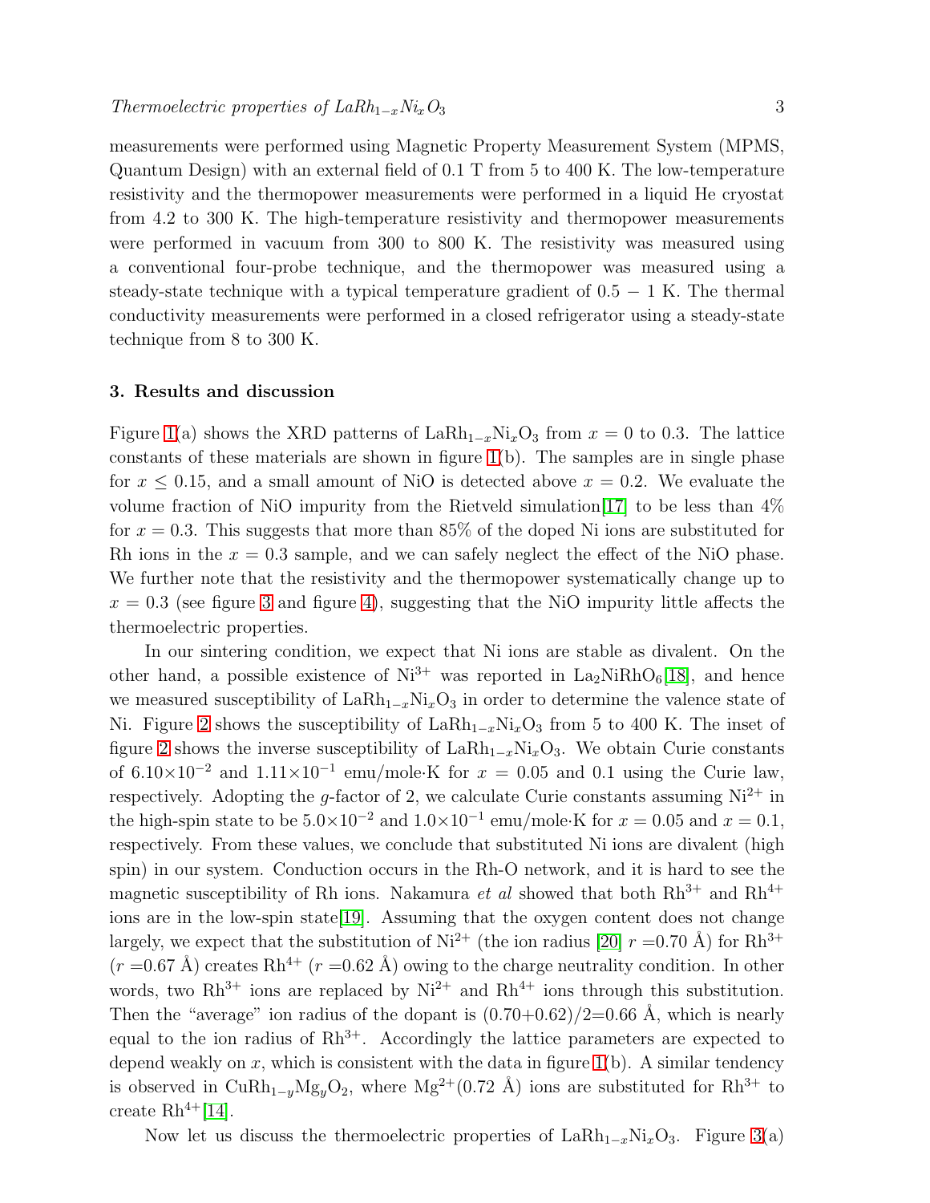measurements were performed using Magnetic Property Measurement System (MPMS, Quantum Design) with an external field of 0.1 T from 5 to 400 K. The low-temperature resistivity and the thermopower measurements were performed in a liquid He cryostat from 4.2 to 300 K. The high-temperature resistivity and thermopower measurements were performed in vacuum from 300 to 800 K. The resistivity was measured using a conventional four-probe technique, and the thermopower was measured using a steady-state technique with a typical temperature gradient of $0.5 - 1$ K. The thermal conductivity measurements were performed in a closed refrigerator using a steady-state technique from 8 to 300 K.

## 3. Results and discussion

Figure 1(a) shows the XRD patterns of $LaRh_{1-x}Ni_xO_3$ from $x = 0$ to 0.3. The lattice constants of these materials are shown in figure 1(b). The samples are in single phase for $x \leq 0.15$, and a small amount of NiO is detected above $x = 0.2$. We evaluate the volume fraction of NiO impurity from the Rietveld simulation[17] to be less than 4% for $x = 0.3$. This suggests that more than 85% of the doped Ni ions are substituted for Rh ions in the $x = 0.3$ sample, and we can safely neglect the effect of the NiO phase. We further note that the resistivity and the thermopower systematically change up to $x = 0.3$ (see figure 3 and figure 4), suggesting that the NiO impurity little affects the thermoelectric properties.

In our sintering condition, we expect that Ni ions are stable as divalent. On the other hand, a possible existence of $Ni^{3+}$ was reported in $La_2NiRhO_6$[18], and hence we measured susceptibility of $LaRh_{1-x}Ni_xO_3$ in order to determine the valence state of Ni. Figure 2 shows the susceptibility of $LaRh_{1-x}Ni_xO_3$ from 5 to 400 K. The inset of figure 2 shows the inverse susceptibility of $LaRh_{1-x}Ni_xO_3$. We obtain Curie constants of $6.10\times10^{-2}$ and $1.11\times10^{-1}$ emu/mole·K for $x = 0.05$ and 0.1 using the Curie law, respectively. Adopting the $g$-factor of 2, we calculate Curie constants assuming $Ni^{2+}$ in the high-spin state to be $5.0\times10^{-2}$ and $1.0\times10^{-1}$ emu/mole·K for $x = 0.05$ and $x = 0.1$, respectively. From these values, we conclude that substituted Ni ions are divalent (high spin) in our system. Conduction occurs in the Rh-O network, and it is hard to see the magnetic susceptibility of Rh ions. Nakamura *et al* showed that both $Rh^{3+}$ and $Rh^{4+}$ ions are in the low-spin state[19]. Assuming that the oxygen content does not change largely, we expect that the substitution of $Ni^{2+}$ (the ion radius [20] $r$ =0.70 Å) for $Rh^{3+}$ ($r$ =0.67 Å) creates $Rh^{4+}$ ($r$ =0.62 Å) owing to the charge neutrality condition. In other words, two $Rh^{3+}$ ions are replaced by $Ni^{2+}$ and $Rh^{4+}$ ions through this substitution. Then the "average" ion radius of the dopant is (0.70+0.62)/2=0.66 Å, which is nearly equal to the ion radius of $Rh^{3+}$. Accordingly the lattice parameters are expected to depend weakly on $x$, which is consistent with the data in figure 1(b). A similar tendency is observed in $CuRh_{1-y}Mg_yO_2$, where $Mg^{2+}$(0.72 Å) ions are substituted for $Rh^{3+}$ to create $Rh^{4+}$[14].

Now let us discuss the thermoelectric properties of $LaRh_{1-x}Ni_xO_3$. Figure 3(a)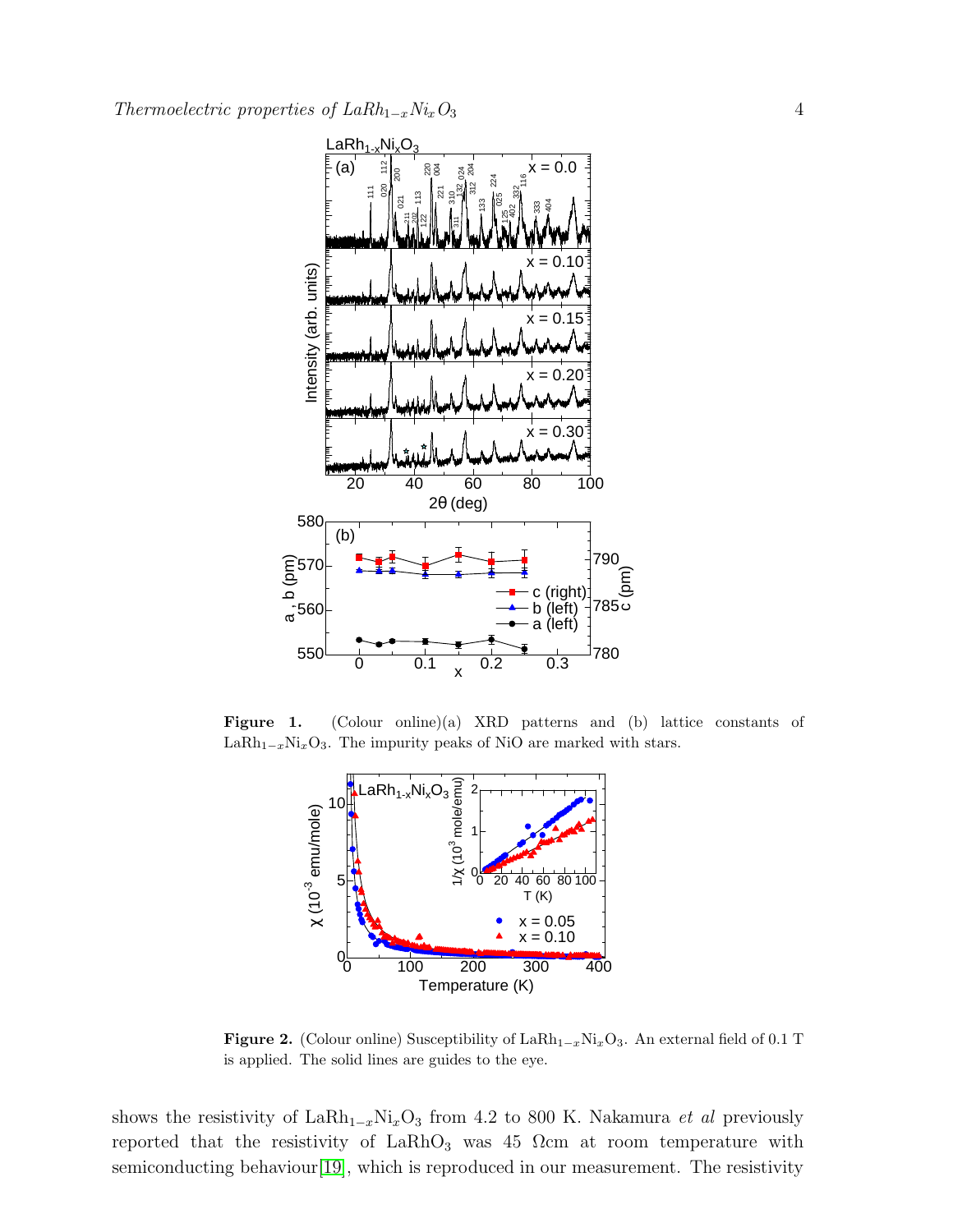LaRh$_{1-x}$Ni$_x$O$_3$

(a)

x = 0.0

111 020 112 200 021 211 202 113 122 220 004 221 310 311 132 024 204 312 133 224 025 125 402 332 116 333 404

x = 0.10

x = 0.15

x = 0.20

x = 0.30

Intensity (arb. units)

20 40 60 80 100

2θ (deg)

(b)

580 570 560 550

a , b (pm)

790 785 780

c (pm)

c (right)

b (left)

a (left)

0 0.1 0.2 0.3

x

**Figure 1.** (Colour online)(a) XRD patterns and (b) lattice constants of LaRh$_{1-x}$Ni$_x$O$_3$. The impurity peaks of NiO are marked with stars.

LaRh$_{1-x}$Ni$_x$O$_3$

χ ($10^{-3}$ emu/mole)

10 5 0

0 100 200 300 400

Temperature (K)

1/χ ($10^3$ mole/emu)

2 1 0

0 20 40 60 80 100

T (K)

x = 0.05

x = 0.10

**Figure 2.** (Colour online) Susceptibility of LaRh$_{1-x}$Ni$_x$O$_3$. An external field of 0.1 T is applied. The solid lines are guides to the eye.

shows the resistivity of LaRh$_{1-x}$Ni$_x$O$_3$ from 4.2 to 800 K. Nakamura *et al* previously reported that the resistivity of LaRhO$_3$ was 45 Ωcm at room temperature with semiconducting behaviour[19], which is reproduced in our measurement. The resistivity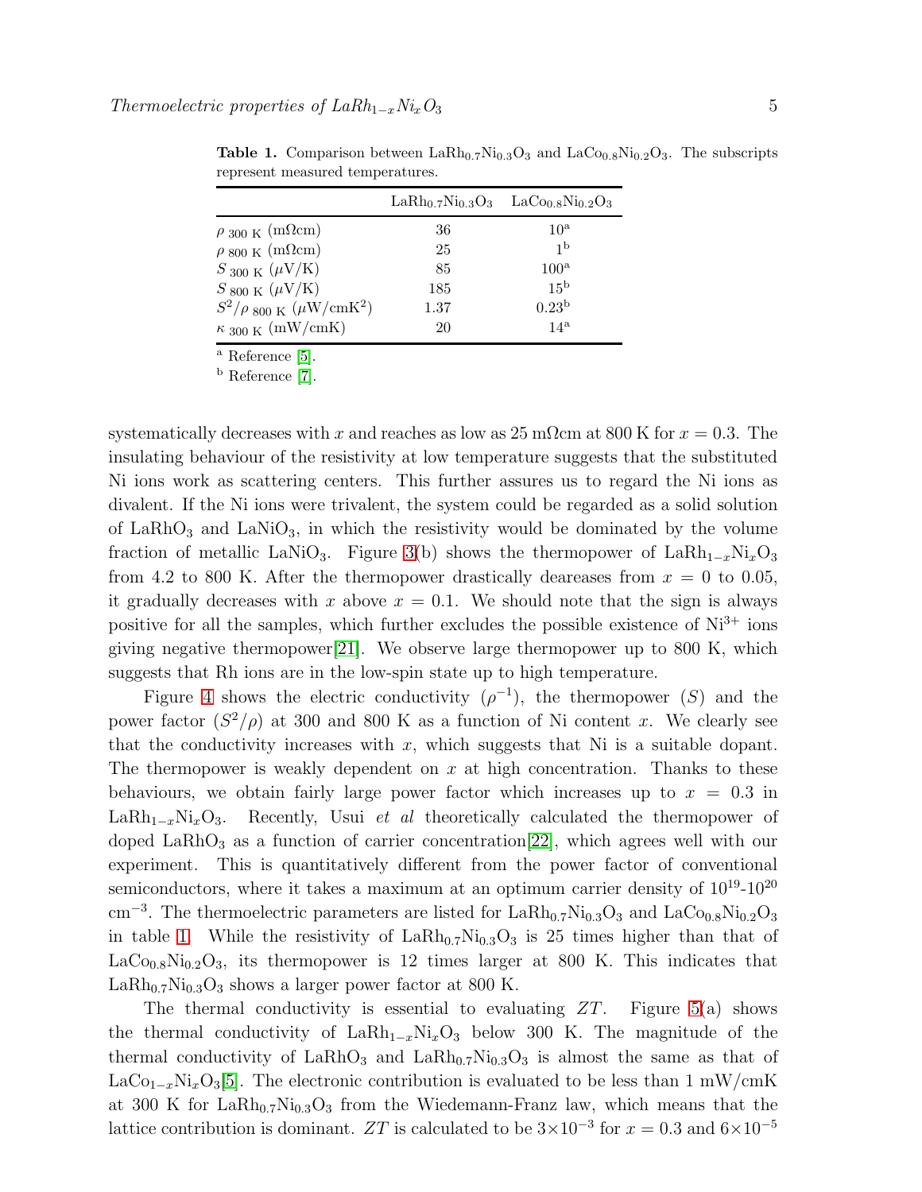**Table 1.** Comparison between $LaRh_{0.7}Ni_{0.3}O_3$ and $LaCo_{0.8}Ni_{0.2}O_3$. The subscripts represent measured temperatures.

| | $LaRh_{0.7}Ni_{0.3}O_3$ | $LaCo_{0.8}Ni_{0.2}O_3$ |
|---|---|---|
| $\rho_{300\ K}$ (m$\Omega$cm) | 36 | 10[a] |
| $\rho_{800\ K}$ (m$\Omega$cm) | 25 | 1[b] |
| $S_{300\ K}$ ($\mu$V/K) | 85 | 100[a] |
| $S_{800\ K}$ ($\mu$V/K) | 185 | 15[b] |
| $S^2/\rho_{800\ K}$ ($\mu$W/cmK$^2$) | 1.37 | 0.23[b] |
| $\kappa_{300\ K}$ (mW/cmK) | 20 | 14[a] |

[a] Reference [5].
[b] Reference [7].

systematically decreases with $x$ and reaches as low as 25 m$\Omega$cm at 800 K for $x = 0.3$. The insulating behaviour of the resistivity at low temperature suggests that the substituted Ni ions work as scattering centers. This further assures us to regard the Ni ions as divalent. If the Ni ions were trivalent, the system could be regarded as a solid solution of $LaRhO_3$ and $LaNiO_3$, in which the resistivity would be dominated by the volume fraction of metallic $LaNiO_3$. Figure 3(b) shows the thermopower of $LaRh_{1-x}Ni_xO_3$ from 4.2 to 800 K. After the thermopower drastically deareases from $x = 0$ to 0.05, it gradually decreases with $x$ above $x = 0.1$. We should note that the sign is always positive for all the samples, which further excludes the possible existence of $Ni^{3+}$ ions giving negative thermopower[21]. We observe large thermopower up to 800 K, which suggests that Rh ions are in the low-spin state up to high temperature.

Figure 4 shows the electric conductivity ($\rho^{-1}$), the thermopower ($S$) and the power factor ($S^2/\rho$) at 300 and 800 K as a function of Ni content $x$. We clearly see that the conductivity increases with $x$, which suggests that Ni is a suitable dopant. The thermopower is weakly dependent on $x$ at high concentration. Thanks to these behaviours, we obtain fairly large power factor which increases up to $x = 0.3$ in $LaRh_{1-x}Ni_xO_3$. Recently, Usui *et al* theoretically calculated the thermopower of doped $LaRhO_3$ as a function of carrier concentration[22], which agrees well with our experiment. This is quantitatively different from the power factor of conventional semiconductors, where it takes a maximum at an optimum carrier density of $10^{19}$-$10^{20}$ cm$^{-3}$. The thermoelectric parameters are listed for $LaRh_{0.7}Ni_{0.3}O_3$ and $LaCo_{0.8}Ni_{0.2}O_3$ in table 1. While the resistivity of $LaRh_{0.7}Ni_{0.3}O_3$ is 25 times higher than that of $LaCo_{0.8}Ni_{0.2}O_3$, its thermopower is 12 times larger at 800 K. This indicates that $LaRh_{0.7}Ni_{0.3}O_3$ shows a larger power factor at 800 K.

The thermal conductivity is essential to evaluating $ZT$. Figure 5(a) shows the thermal conductivity of $LaRh_{1-x}Ni_xO_3$ below 300 K. The magnitude of the thermal conductivity of $LaRhO_3$ and $LaRh_{0.7}Ni_{0.3}O_3$ is almost the same as that of $LaCo_{1-x}Ni_xO_3$[5]. The electronic contribution is evaluated to be less than 1 mW/cmK at 300 K for $LaRh_{0.7}Ni_{0.3}O_3$ from the Wiedemann-Franz law, which means that the lattice contribution is dominant. $ZT$ is calculated to be $3\times10^{-3}$ for $x = 0.3$ and $6\times10^{-5}$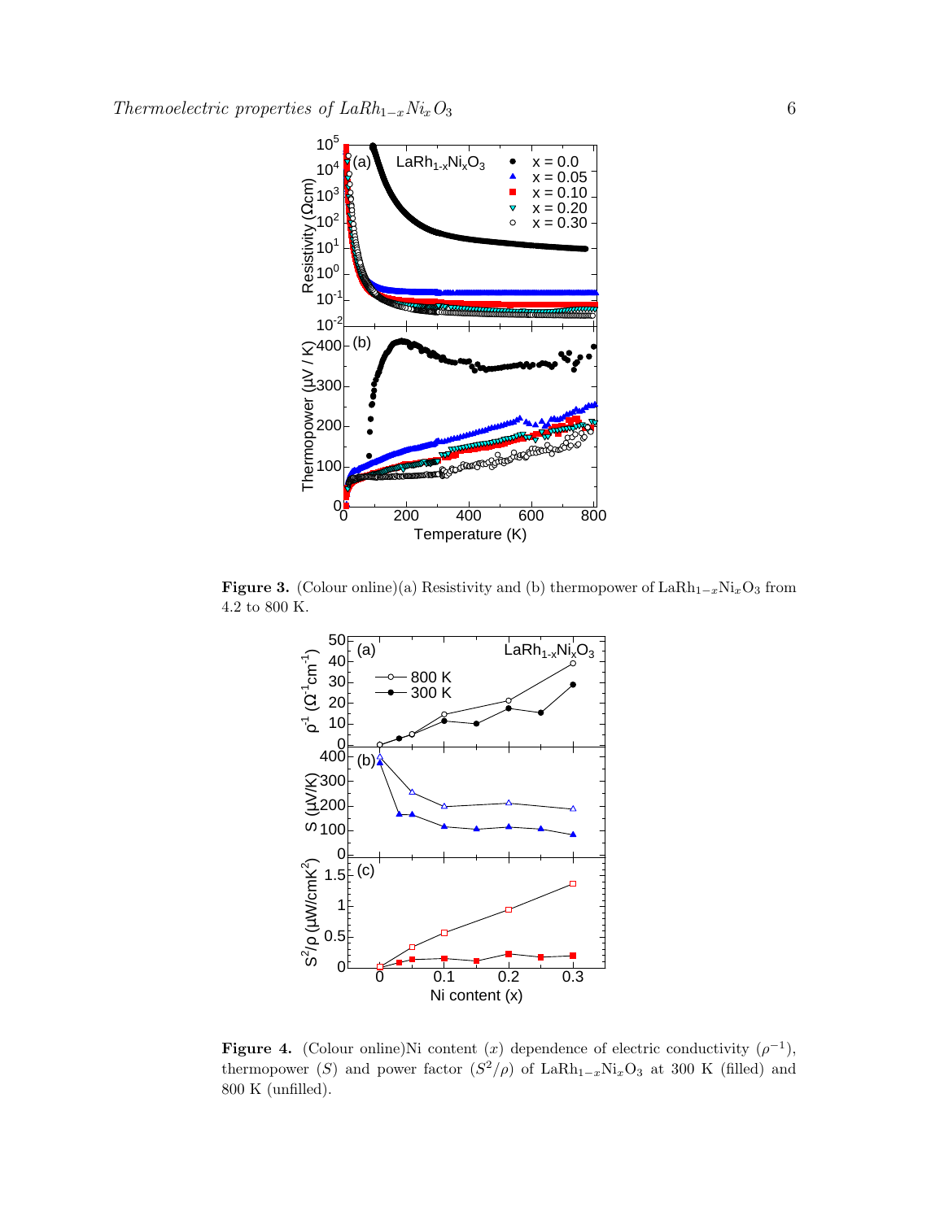(a) $LaRh_{1-x}Ni_xO_3$

x = 0.0
x = 0.05
x = 0.10
x = 0.20
x = 0.30

Resistivity (Ωcm)

$10^5$
$10^4$
$10^3$
$10^2$
$10^1$
$10^0$
$10^{-1}$
$10^{-2}$

(b)

Thermopower (μV / K)

400
300
200
100
0

0 200 400 600 800

Temperature (K)

**Figure 3.** (Colour online)(a) Resistivity and (b) thermopower of $LaRh_{1-x}Ni_xO_3$ from 4.2 to 800 K.

(a) $LaRh_{1-x}Ni_xO_3$

800 K
300 K

$\rho^{-1}$ ($\Omega^{-1}cm^{-1}$)

50
40
30
20
10
0

(b)

S (μV/K)

400
300
200
100
0

(c)

$S^2/\rho$ (μW/cmK$^2$)

1.5
1
0.5
0

0 0.1 0.2 0.3

Ni content (x)

**Figure 4.** (Colour online)Ni content ($x$) dependence of electric conductivity ($\rho^{-1}$), thermopower ($S$) and power factor ($S^2/\rho$) of $LaRh_{1-x}Ni_xO_3$ at 300 K (filled) and 800 K (unfilled).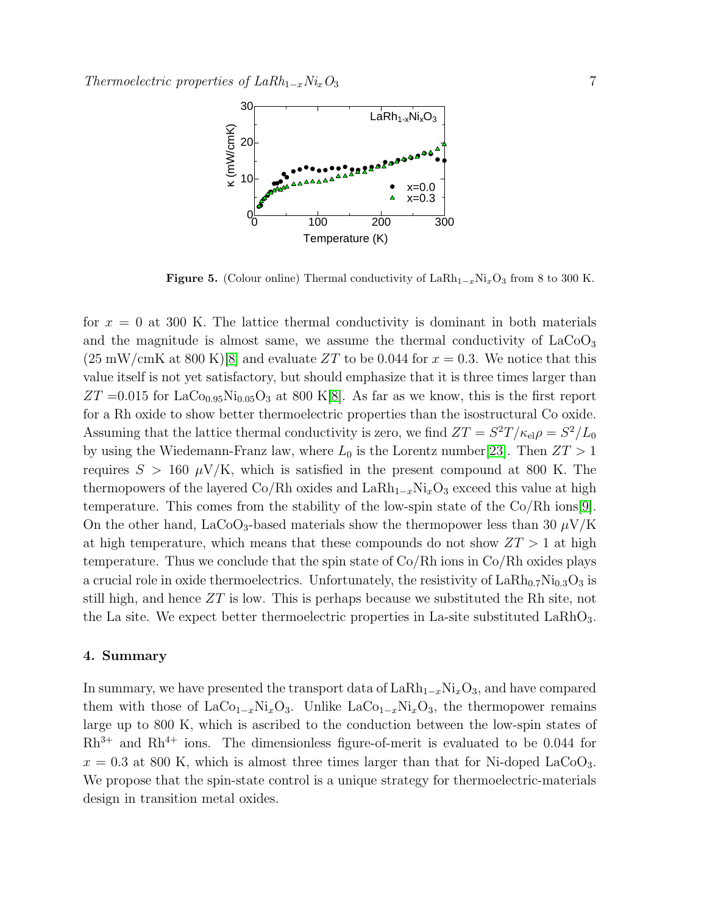LaRh$_{1-x}$Ni$_x$O$_3$

κ (mW/cmK)

Temperature (K)

0
10
20
30

0
100
200
300

x=0.0
x=0.3

**Figure 5.** (Colour online) Thermal conductivity of LaRh$_{1-x}$Ni$_x$O$_3$ from 8 to 300 K.

for $x = 0$ at 300 K. The lattice thermal conductivity is dominant in both materials and the magnitude is almost same, we assume the thermal conductivity of LaCoO$_3$ (25 mW/cmK at 800 K)[8] and evaluate $ZT$ to be 0.044 for $x = 0.3$. We notice that this value itself is not yet satisfactory, but should emphasize that it is three times larger than $ZT$ =0.015 for LaCo$_{0.95}$Ni$_{0.05}$O$_3$ at 800 K[8]. As far as we know, this is the first report for a Rh oxide to show better thermoelectric properties than the isostructural Co oxide. Assuming that the lattice thermal conductivity is zero, we find $ZT = S^2T/\kappa_{\rm el}\rho = S^2/L_0$ by using the Wiedemann-Franz law, where $L_0$ is the Lorentz number[23]. Then $ZT > 1$ requires $S > 160$ $\mu$V/K, which is satisfied in the present compound at 800 K. The thermopowers of the layered Co/Rh oxides and LaRh$_{1-x}$Ni$_x$O$_3$ exceed this value at high temperature. This comes from the stability of the low-spin state of the Co/Rh ions[9]. On the other hand, LaCoO$_3$-based materials show the thermopower less than 30 $\mu$V/K at high temperature, which means that these compounds do not show $ZT > 1$ at high temperature. Thus we conclude that the spin state of Co/Rh ions in Co/Rh oxides plays a crucial role in oxide thermoelectrics. Unfortunately, the resistivity of LaRh$_{0.7}$Ni$_{0.3}$O$_3$ is still high, and hence $ZT$ is low. This is perhaps because we substituted the Rh site, not the La site. We expect better thermoelectric properties in La-site substituted LaRhO$_3$.

## 4. Summary

In summary, we have presented the transport data of LaRh$_{1-x}$Ni$_x$O$_3$, and have compared them with those of LaCo$_{1-x}$Ni$_x$O$_3$. Unlike LaCo$_{1-x}$Ni$_x$O$_3$, the thermopower remains large up to 800 K, which is ascribed to the conduction between the low-spin states of Rh$^{3+}$ and Rh$^{4+}$ ions. The dimensionless figure-of-merit is evaluated to be 0.044 for $x = 0.3$ at 800 K, which is almost three times larger than that for Ni-doped LaCoO$_3$. We propose that the spin-state control is a unique strategy for thermoelectric-materials design in transition metal oxides.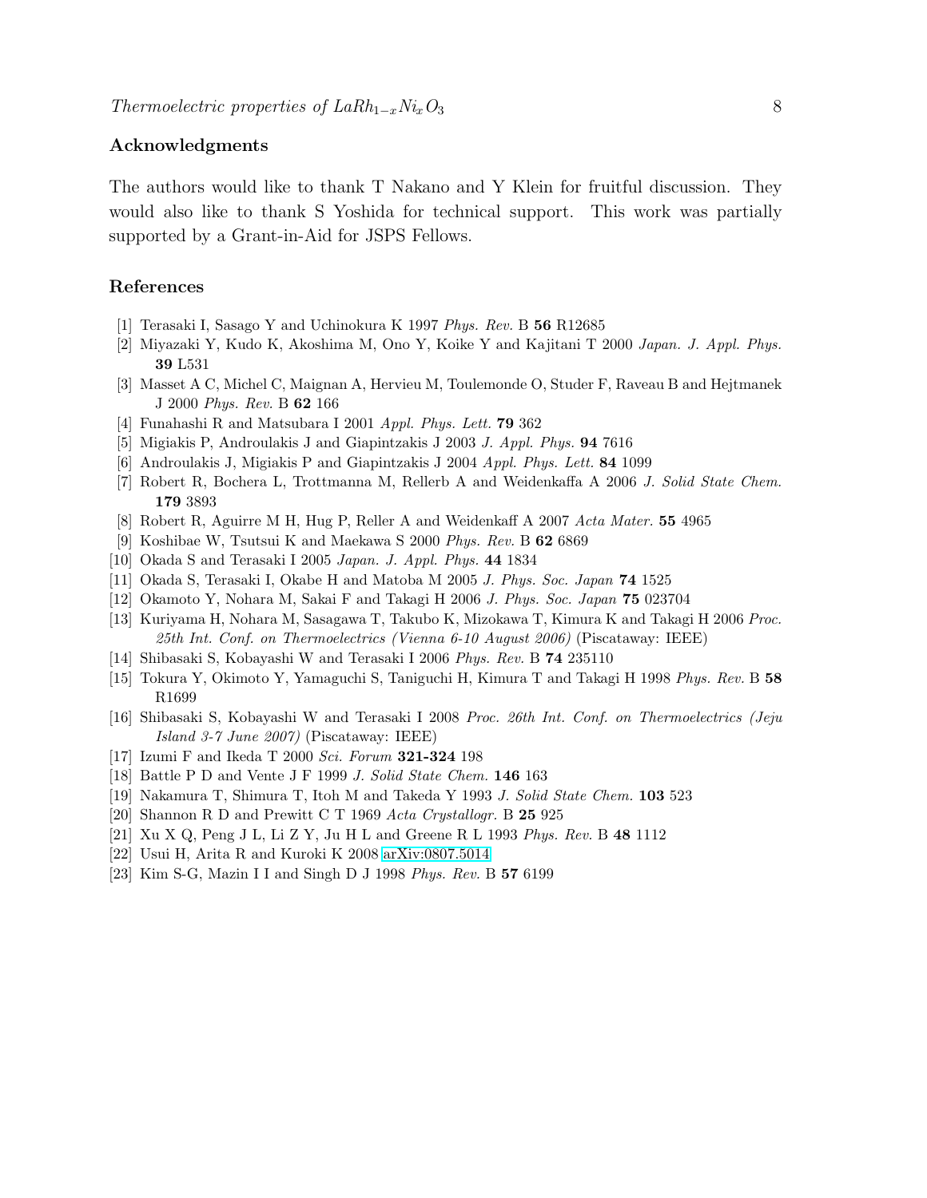## Acknowledgments

The authors would like to thank T Nakano and Y Klein for fruitful discussion. They would also like to thank S Yoshida for technical support. This work was partially supported by a Grant-in-Aid for JSPS Fellows.

## References

[1] Terasaki I, Sasago Y and Uchinokura K 1997 *Phys. Rev.* B **56** R12685

[2] Miyazaki Y, Kudo K, Akoshima M, Ono Y, Koike Y and Kajitani T 2000 *Japan. J. Appl. Phys.* **39** L531

[3] Masset A C, Michel C, Maignan A, Hervieu M, Toulemonde O, Studer F, Raveau B and Hejtmanek J 2000 *Phys. Rev.* B **62** 166

[4] Funahashi R and Matsubara I 2001 *Appl. Phys. Lett.* **79** 362

[5] Migiakis P, Androulakis J and Giapintzakis J 2003 *J. Appl. Phys.* **94** 7616

[6] Androulakis J, Migiakis P and Giapintzakis J 2004 *Appl. Phys. Lett.* **84** 1099

[7] Robert R, Bochera L, Trottmanna M, Rellerb A and Weidenkaffa A 2006 *J. Solid State Chem.* **179** 3893

[8] Robert R, Aguirre M H, Hug P, Reller A and Weidenkaff A 2007 *Acta Mater.* **55** 4965

[9] Koshibae W, Tsutsui K and Maekawa S 2000 *Phys. Rev.* B **62** 6869

[10] Okada S and Terasaki I 2005 *Japan. J. Appl. Phys.* **44** 1834

[11] Okada S, Terasaki I, Okabe H and Matoba M 2005 *J. Phys. Soc. Japan* **74** 1525

[12] Okamoto Y, Nohara M, Sakai F and Takagi H 2006 *J. Phys. Soc. Japan* **75** 023704

[13] Kuriyama H, Nohara M, Sasagawa T, Takubo K, Mizokawa T, Kimura K and Takagi H 2006 *Proc. 25th Int. Conf. on Thermoelectrics (Vienna 6-10 August 2006)* (Piscataway: IEEE)

[14] Shibasaki S, Kobayashi W and Terasaki I 2006 *Phys. Rev.* B **74** 235110

[15] Tokura Y, Okimoto Y, Yamaguchi S, Taniguchi H, Kimura T and Takagi H 1998 *Phys. Rev.* B **58** R1699

[16] Shibasaki S, Kobayashi W and Terasaki I 2008 *Proc. 26th Int. Conf. on Thermoelectrics (Jeju Island 3-7 June 2007)* (Piscataway: IEEE)

[17] Izumi F and Ikeda T 2000 *Sci. Forum* **321-324** 198

[18] Battle P D and Vente J F 1999 *J. Solid State Chem.* **146** 163

[19] Nakamura T, Shimura T, Itoh M and Takeda Y 1993 *J. Solid State Chem.* **103** 523

[20] Shannon R D and Prewitt C T 1969 *Acta Crystallogr.* B **25** 925

[21] Xu X Q, Peng J L, Li Z Y, Ju H L and Greene R L 1993 *Phys. Rev.* B **48** 1112

[22] Usui H, Arita R and Kuroki K 2008 arXiv:0807.5014

[23] Kim S-G, Mazin I I and Singh D J 1998 *Phys. Rev.* B **57** 6199